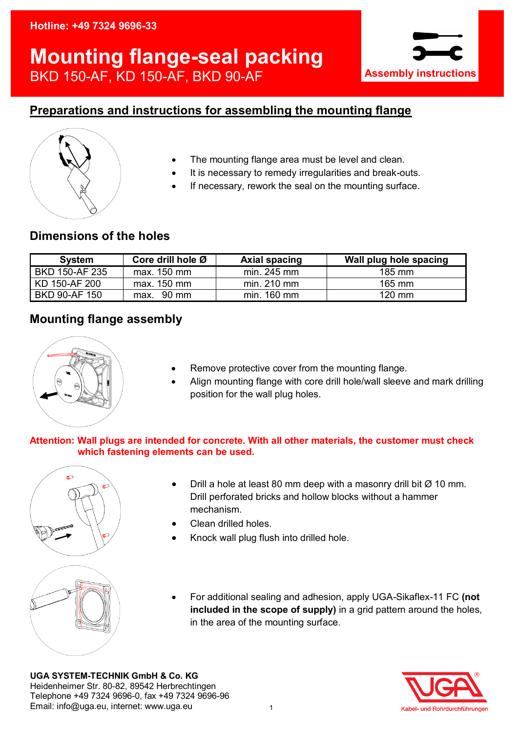Hotline: +49 7324 9696-33

# Mounting flange-seal packing

BKD 150-AF, KD 150-AF, BKD 90-AF

Assembly instructions

## Preparations and instructions for assembling the mounting flange

- The mounting flange area must be level and clean.
- It is necessary to remedy irregularities and break-outs.
- If necessary, rework the seal on the mounting surface.

## Dimensions of the holes

| System | Core drill hole Ø | Axial spacing | Wall plug hole spacing |
|---|---|---|---|
| BKD 150-AF 235 | max. 150 mm | min. 245 mm | 185 mm |
| KD 150-AF 200 | max. 150 mm | min. 210 mm | 165 mm |
| BKD 90-AF 150 | max. 90 mm | min. 160 mm | 120 mm |

## Mounting flange assembly

- Remove protective cover from the mounting flange.
- Align mounting flange with core drill hole/wall sleeve and mark drilling position for the wall plug holes.

**Attention: Wall plugs are intended for concrete. With all other materials, the customer must check which fastening elements can be used.**

- Drill a hole at least 80 mm deep with a masonry drill bit Ø 10 mm. Drill perforated bricks and hollow blocks without a hammer mechanism.
- Clean drilled holes.
- Knock wall plug flush into drilled hole.

- For additional sealing and adhesion, apply UGA-Sikaflex-11 FC **(not included in the scope of supply)** in a grid pattern around the holes, in the area of the mounting surface.

**UGA SYSTEM-TECHNIK GmbH & Co. KG**
Heidenheimer Str. 80-82, 89542 Herbrechtingen
Telephone +49 7324 9696-0, fax +49 7324 9696-96
Email: info@uga.eu, internet: www.uga.eu

Kabel- und Rohrdurchführungen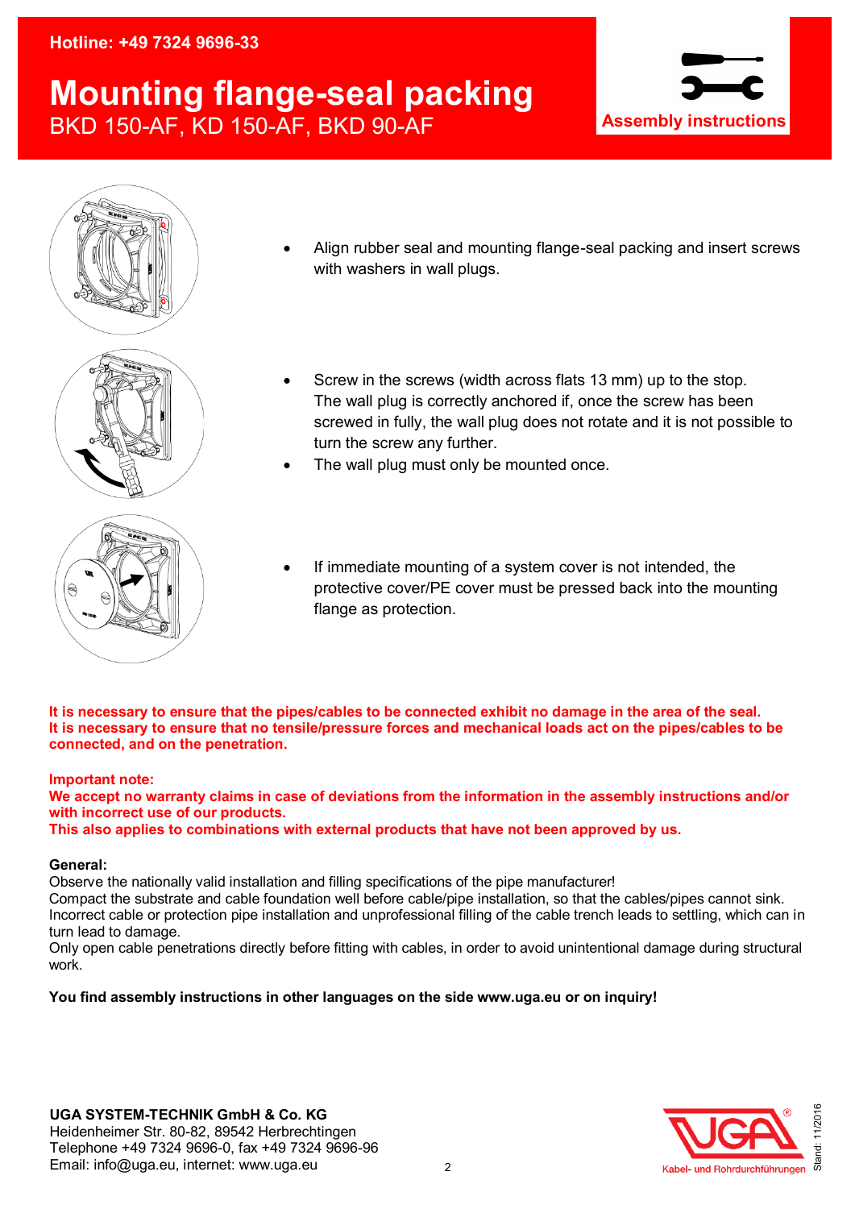Hotline: +49 7324 9696-33

# Mounting flange-seal packing

BKD 150-AF, KD 150-AF, BKD 90-AF

Assembly instructions

- Align rubber seal and mounting flange-seal packing and insert screws with washers in wall plugs.

- Screw in the screws (width across flats 13 mm) up to the stop. The wall plug is correctly anchored if, once the screw has been screwed in fully, the wall plug does not rotate and it is not possible to turn the screw any further.
- The wall plug must only be mounted once.

- If immediate mounting of a system cover is not intended, the protective cover/PE cover must be pressed back into the mounting flange as protection.

**It is necessary to ensure that the pipes/cables to be connected exhibit no damage in the area of the seal.**
**It is necessary to ensure that no tensile/pressure forces and mechanical loads act on the pipes/cables to be connected, and on the penetration.**

**Important note:**
**We accept no warranty claims in case of deviations from the information in the assembly instructions and/or with incorrect use of our products.**
**This also applies to combinations with external products that have not been approved by us.**

**General:**
Observe the nationally valid installation and filling specifications of the pipe manufacturer!
Compact the substrate and cable foundation well before cable/pipe installation, so that the cables/pipes cannot sink. Incorrect cable or protection pipe installation and unprofessional filling of the cable trench leads to settling, which can in turn lead to damage.
Only open cable penetrations directly before fitting with cables, in order to avoid unintentional damage during structural work.

**You find assembly instructions in other languages on the side www.uga.eu or on inquiry!**

**UGA SYSTEM-TECHNIK GmbH & Co. KG**
Heidenheimer Str. 80-82, 89542 Herbrechtingen
Telephone +49 7324 9696-0, fax +49 7324 9696-96
Email: info@uga.eu, internet: www.uga.eu

UGA Kabel- und Rohrdurchführungen

Stand: 11/2016